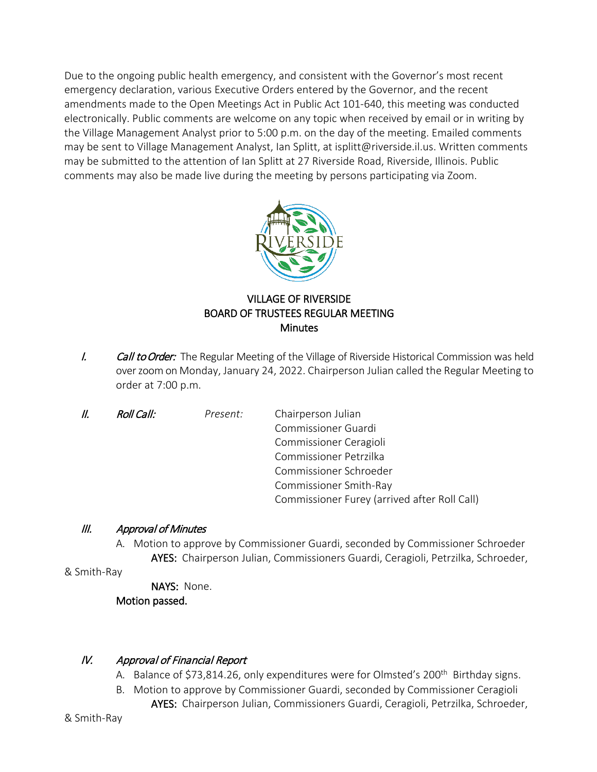Due to the ongoing public health emergency, and consistent with the Governor's most recent emergency declaration, various Executive Orders entered by the Governor, and the recent amendments made to the Open Meetings Act in Public Act 101-640, this meeting was conducted electronically. Public comments are welcome on any topic when received by email or in writing by the Village Management Analyst prior to 5:00 p.m. on the day of the meeting. Emailed comments may be sent to Village Management Analyst, Ian Splitt, at isplitt@riverside.il.us. Written comments may be submitted to the attention of Ian Splitt at 27 Riverside Road, Riverside, Illinois. Public comments may also be made live during the meeting by persons participating via Zoom.

# VILLAGE OF RIVERSIDE
## BOARD OF TRUSTEES REGULAR MEETING
### Minutes

I. *Call to Order:* The Regular Meeting of the Village of Riverside Historical Commission was held over zoom on Monday, January 24, 2022. Chairperson Julian called the Regular Meeting to order at 7:00 p.m.

II. *Roll Call:* *Present:*
- Chairperson Julian
- Commissioner Guardi
- Commissioner Ceragioli
- Commissioner Petrzilka
- Commissioner Schroeder
- Commissioner Smith-Ray
- Commissioner Furey (arrived after Roll Call)

III. *Approval of Minutes*

A. Motion to approve by Commissioner Guardi, seconded by Commissioner Schroeder
**AYES:** Chairperson Julian, Commissioners Guardi, Ceragioli, Petrzilka, Schroeder, & Smith-Ray
**NAYS:** None.
**Motion passed.**

IV. *Approval of Financial Report*

A. Balance of $73,814.26, only expenditures were for Olmsted's 200th Birthday signs.
B. Motion to approve by Commissioner Guardi, seconded by Commissioner Ceragioli
**AYES:** Chairperson Julian, Commissioners Guardi, Ceragioli, Petrzilka, Schroeder, & Smith-Ray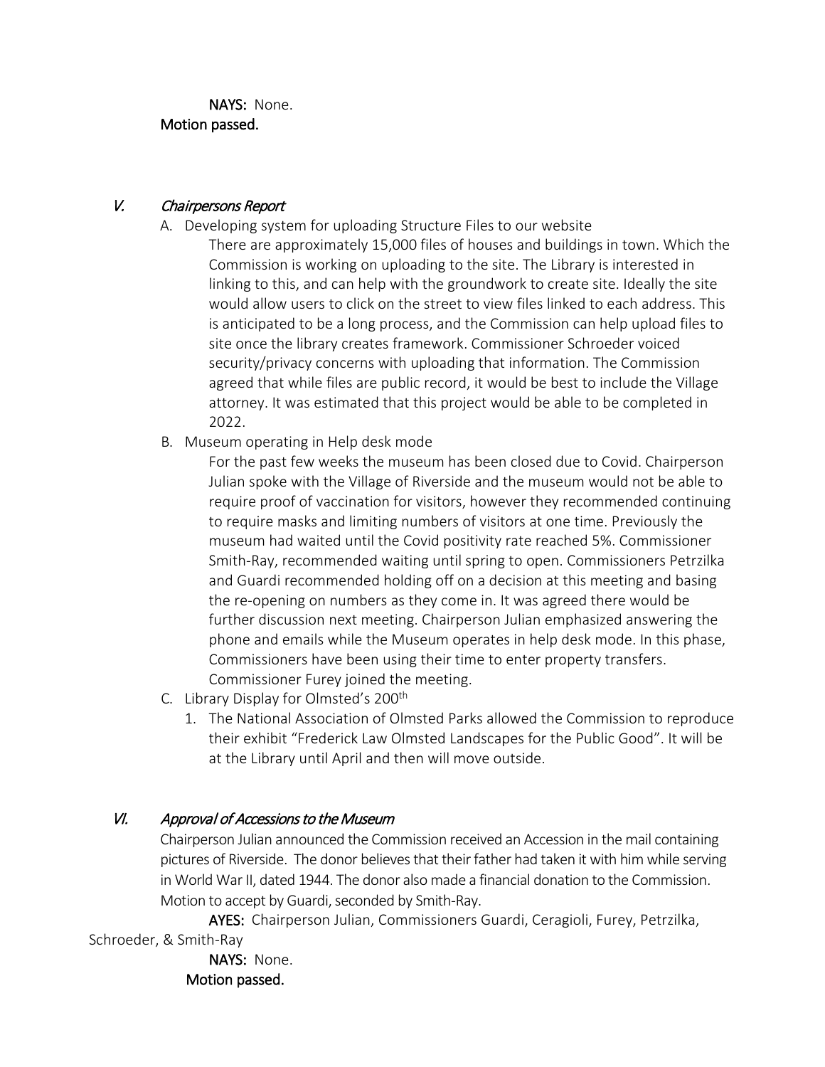**NAYS:** None.

**Motion passed.**

## *V. Chairpersons Report*

A. Developing system for uploading Structure Files to our website

There are approximately 15,000 files of houses and buildings in town. Which the Commission is working on uploading to the site. The Library is interested in linking to this, and can help with the groundwork to create site. Ideally the site would allow users to click on the street to view files linked to each address. This is anticipated to be a long process, and the Commission can help upload files to site once the library creates framework. Commissioner Schroeder voiced security/privacy concerns with uploading that information. The Commission agreed that while files are public record, it would be best to include the Village attorney. It was estimated that this project would be able to be completed in 2022.

B. Museum operating in Help desk mode

For the past few weeks the museum has been closed due to Covid. Chairperson Julian spoke with the Village of Riverside and the museum would not be able to require proof of vaccination for visitors, however they recommended continuing to require masks and limiting numbers of visitors at one time. Previously the museum had waited until the Covid positivity rate reached 5%. Commissioner Smith-Ray, recommended waiting until spring to open. Commissioners Petrzilka and Guardi recommended holding off on a decision at this meeting and basing the re-opening on numbers as they come in. It was agreed there would be further discussion next meeting. Chairperson Julian emphasized answering the phone and emails while the Museum operates in help desk mode. In this phase, Commissioners have been using their time to enter property transfers. Commissioner Furey joined the meeting.

C. Library Display for Olmsted's 200th

1. The National Association of Olmsted Parks allowed the Commission to reproduce their exhibit "Frederick Law Olmsted Landscapes for the Public Good". It will be at the Library until April and then will move outside.

## *VI. Approval of Accessions to the Museum*

Chairperson Julian announced the Commission received an Accession in the mail containing pictures of Riverside. The donor believes that their father had taken it with him while serving in World War II, dated 1944. The donor also made a financial donation to the Commission. Motion to accept by Guardi, seconded by Smith-Ray.

**AYES:** Chairperson Julian, Commissioners Guardi, Ceragioli, Furey, Petrzilka, Schroeder, & Smith-Ray

**NAYS:** None.

**Motion passed.**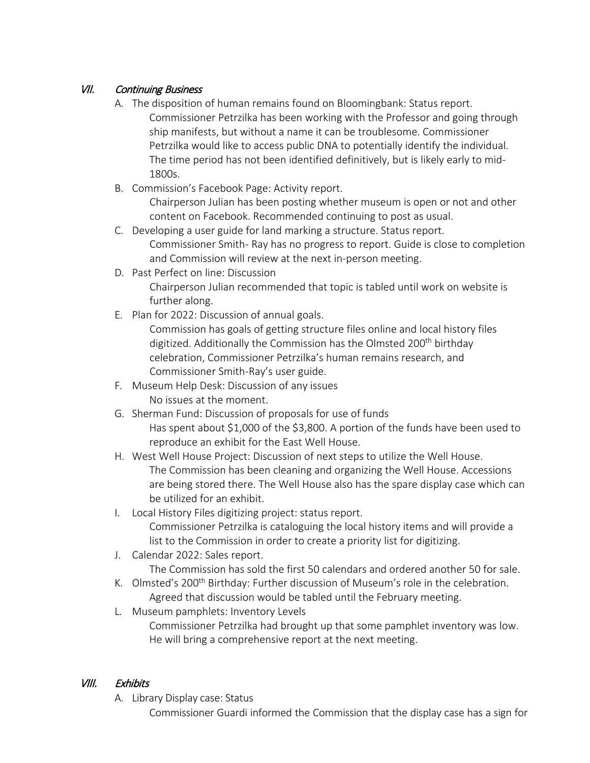## *VII. Continuing Business*

A. The disposition of human remains found on Bloomingbank: Status report.
   Commissioner Petrzilka has been working with the Professor and going through ship manifests, but without a name it can be troublesome. Commissioner Petrzilka would like to access public DNA to potentially identify the individual. The time period has not been identified definitively, but is likely early to mid-1800s.

B. Commission's Facebook Page: Activity report.
   Chairperson Julian has been posting whether museum is open or not and other content on Facebook. Recommended continuing to post as usual.

C. Developing a user guide for land marking a structure. Status report.
   Commissioner Smith- Ray has no progress to report. Guide is close to completion and Commission will review at the next in-person meeting.

D. Past Perfect on line: Discussion
   Chairperson Julian recommended that topic is tabled until work on website is further along.

E. Plan for 2022: Discussion of annual goals.
   Commission has goals of getting structure files online and local history files digitized. Additionally the Commission has the Olmsted 200th birthday celebration, Commissioner Petrzilka's human remains research, and Commissioner Smith-Ray's user guide.

F. Museum Help Desk: Discussion of any issues
   No issues at the moment.

G. Sherman Fund: Discussion of proposals for use of funds
   Has spent about $1,000 of the $3,800. A portion of the funds have been used to reproduce an exhibit for the East Well House.

H. West Well House Project: Discussion of next steps to utilize the Well House.
   The Commission has been cleaning and organizing the Well House. Accessions are being stored there. The Well House also has the spare display case which can be utilized for an exhibit.

I. Local History Files digitizing project: status report.
   Commissioner Petrzilka is cataloguing the local history items and will provide a list to the Commission in order to create a priority list for digitizing.

J. Calendar 2022: Sales report.
   The Commission has sold the first 50 calendars and ordered another 50 for sale.

K. Olmsted's 200th Birthday: Further discussion of Museum's role in the celebration.
   Agreed that discussion would be tabled until the February meeting.

L. Museum pamphlets: Inventory Levels
   Commissioner Petrzilka had brought up that some pamphlet inventory was low. He will bring a comprehensive report at the next meeting.

## *VIII. Exhibits*

A. Library Display case: Status
   Commissioner Guardi informed the Commission that the display case has a sign for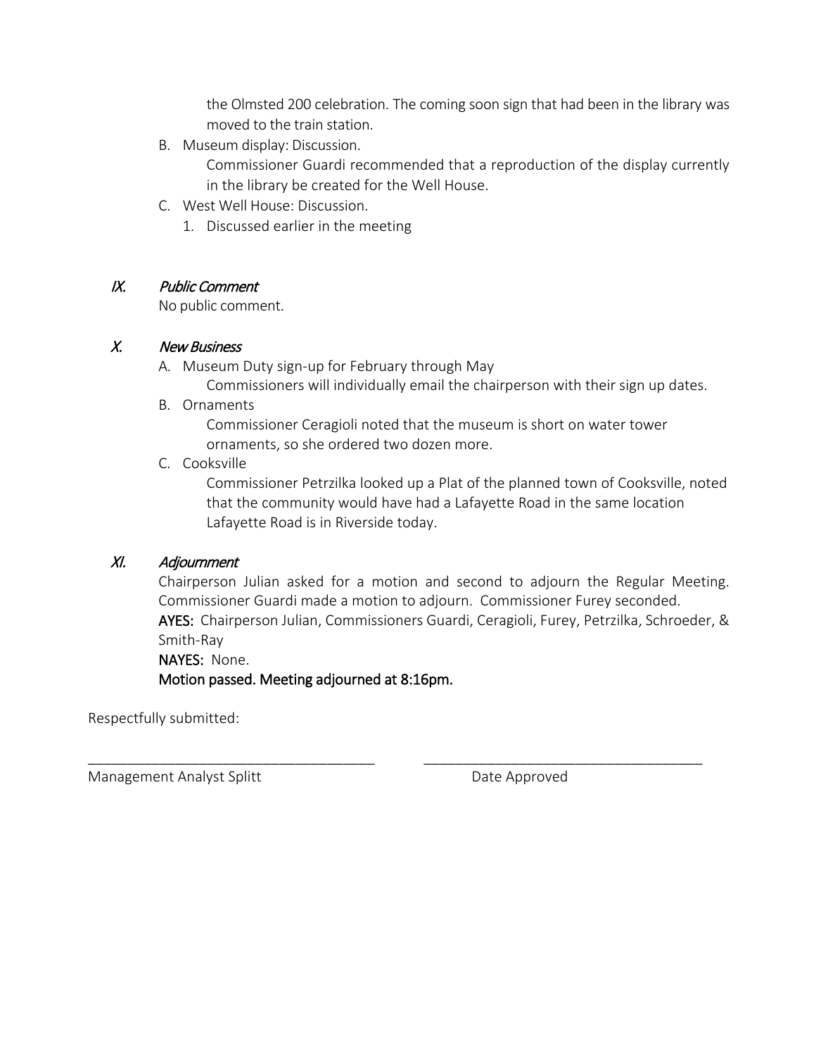the Olmsted 200 celebration. The coming soon sign that had been in the library was moved to the train station.

B. Museum display: Discussion.
   Commissioner Guardi recommended that a reproduction of the display currently in the library be created for the Well House.
C. West Well House: Discussion.
   1. Discussed earlier in the meeting

## IX. *Public Comment*

No public comment.

## X. *New Business*

A. Museum Duty sign-up for February through May
   Commissioners will individually email the chairperson with their sign up dates.
B. Ornaments
   Commissioner Ceragioli noted that the museum is short on water tower ornaments, so she ordered two dozen more.
C. Cooksville
   Commissioner Petrzilka looked up a Plat of the planned town of Cooksville, noted that the community would have had a Lafayette Road in the same location Lafayette Road is in Riverside today.

## XI. *Adjournment*

Chairperson Julian asked for a motion and second to adjourn the Regular Meeting. Commissioner Guardi made a motion to adjourn. Commissioner Furey seconded.
**AYES:** Chairperson Julian, Commissioners Guardi, Ceragioli, Furey, Petrzilka, Schroeder, & Smith-Ray
**NAYES:** None.
**Motion passed. Meeting adjourned at 8:16pm.**

Respectfully submitted:

___________________________________ ___________________________________
Management Analyst Splitt Date Approved